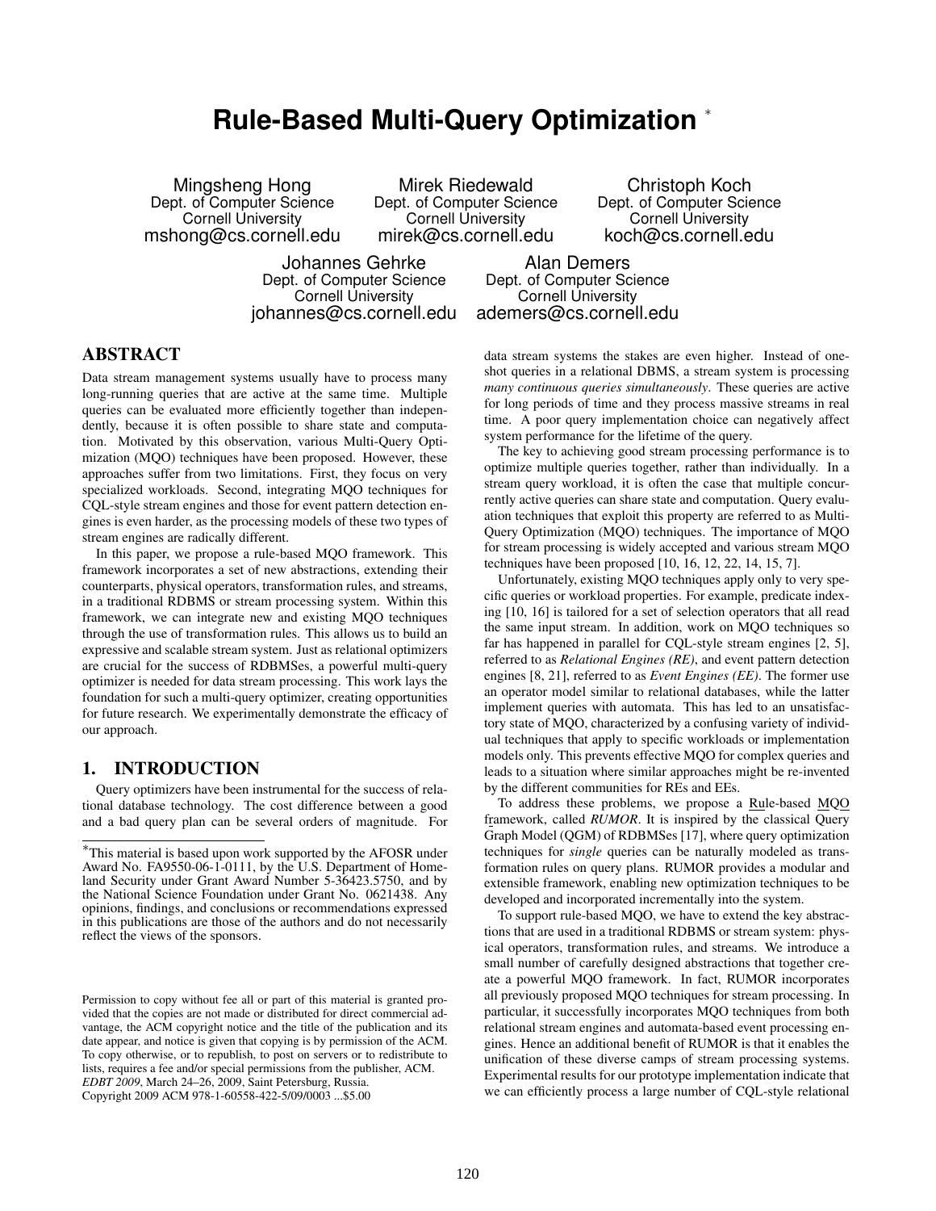# Rule-Based Multi-Query Optimization [*]

Mingsheng Hong
Dept. of Computer Science
Cornell University
mshong@cs.cornell.edu

Mirek Riedewald
Dept. of Computer Science
Cornell University
mirek@cs.cornell.edu

Christoph Koch
Dept. of Computer Science
Cornell University
koch@cs.cornell.edu

Johannes Gehrke
Dept. of Computer Science
Cornell University
johannes@cs.cornell.edu

Alan Demers
Dept. of Computer Science
Cornell University
ademers@cs.cornell.edu

## ABSTRACT

Data stream management systems usually have to process many long-running queries that are active at the same time. Multiple queries can be evaluated more efficiently together than independently, because it is often possible to share state and computation. Motivated by this observation, various Multi-Query Optimization (MQO) techniques have been proposed. However, these approaches suffer from two limitations. First, they focus on very specialized workloads. Second, integrating MQO techniques for CQL-style stream engines and those for event pattern detection engines is even harder, as the processing models of these two types of stream engines are radically different.

In this paper, we propose a rule-based MQO framework. This framework incorporates a set of new abstractions, extending their counterparts, physical operators, transformation rules, and streams, in a traditional RDBMS or stream processing system. Within this framework, we can integrate new and existing MQO techniques through the use of transformation rules. This allows us to build an expressive and scalable stream system. Just as relational optimizers are crucial for the success of RDBMSes, a powerful multi-query optimizer is needed for data stream processing. This work lays the foundation for such a multi-query optimizer, creating opportunities for future research. We experimentally demonstrate the efficacy of our approach.

## 1. INTRODUCTION

Query optimizers have been instrumental for the success of relational database technology. The cost difference between a good and a bad query plan can be several orders of magnitude. For data stream systems the stakes are even higher. Instead of one-shot queries in a relational DBMS, a stream system is processing *many continuous queries simultaneously*. These queries are active for long periods of time and they process massive streams in real time. A poor query implementation choice can negatively affect system performance for the lifetime of the query.

The key to achieving good stream processing performance is to optimize multiple queries together, rather than individually. In a stream query workload, it is often the case that multiple concurrently active queries can share state and computation. Query evaluation techniques that exploit this property are referred to as Multi-Query Optimization (MQO) techniques. The importance of MQO for stream processing is widely accepted and various stream MQO techniques have been proposed [10, 16, 12, 22, 14, 15, 7].

Unfortunately, existing MQO techniques apply only to very specific queries or workload properties. For example, predicate indexing [10, 16] is tailored for a set of selection operators that all read the same input stream. In addition, work on MQO techniques so far has happened in parallel for CQL-style stream engines [2, 5], referred to as *Relational Engines (RE)*, and event pattern detection engines [8, 21], referred to as *Event Engines (EE)*. The former use an operator model similar to relational databases, while the latter implement queries with automata. This has led to an unsatisfactory state of MQO, characterized by a confusing variety of individual techniques that apply to specific workloads or implementation models only. This prevents effective MQO for complex queries and leads to a situation where similar approaches might be re-invented by the different communities for REs and EEs.

To address these problems, we propose a Rule-based MQO framework, called *RUMOR*. It is inspired by the classical Query Graph Model (QGM) of RDBMSes [17], where query optimization techniques for *single* queries can be naturally modeled as transformation rules on query plans. RUMOR provides a modular and extensible framework, enabling new optimization techniques to be developed and incorporated incrementally into the system.

To support rule-based MQO, we have to extend the key abstractions that are used in a traditional RDBMS or stream system: physical operators, transformation rules, and streams. We introduce a small number of carefully designed abstractions that together create a powerful MQO framework. In fact, RUMOR incorporates all previously proposed MQO techniques for stream processing. In particular, it successfully incorporates MQO techniques from both relational stream engines and automata-based event processing engines. Hence an additional benefit of RUMOR is that it enables the unification of these diverse camps of stream processing systems. Experimental results for our prototype implementation indicate that we can efficiently process a large number of CQL-style relational

[*]This material is based upon work supported by the AFOSR under Award No. FA9550-06-1-0111, by the U.S. Department of Homeland Security under Grant Award Number 5-36423.5750, and by the National Science Foundation under Grant No. 0621438. Any opinions, findings, and conclusions or recommendations expressed in this publications are those of the authors and do not necessarily reflect the views of the sponsors.

Permission to copy without fee all or part of this material is granted provided that the copies are not made or distributed for direct commercial advantage, the ACM copyright notice and the title of the publication and its date appear, and notice is given that copying is by permission of the ACM. To copy otherwise, or to republish, to post on servers or to redistribute to lists, requires a fee and/or special permissions from the publisher, ACM.
*EDBT 2009*, March 24–26, 2009, Saint Petersburg, Russia.
Copyright 2009 ACM 978-1-60558-422-5/09/0003 ...$5.00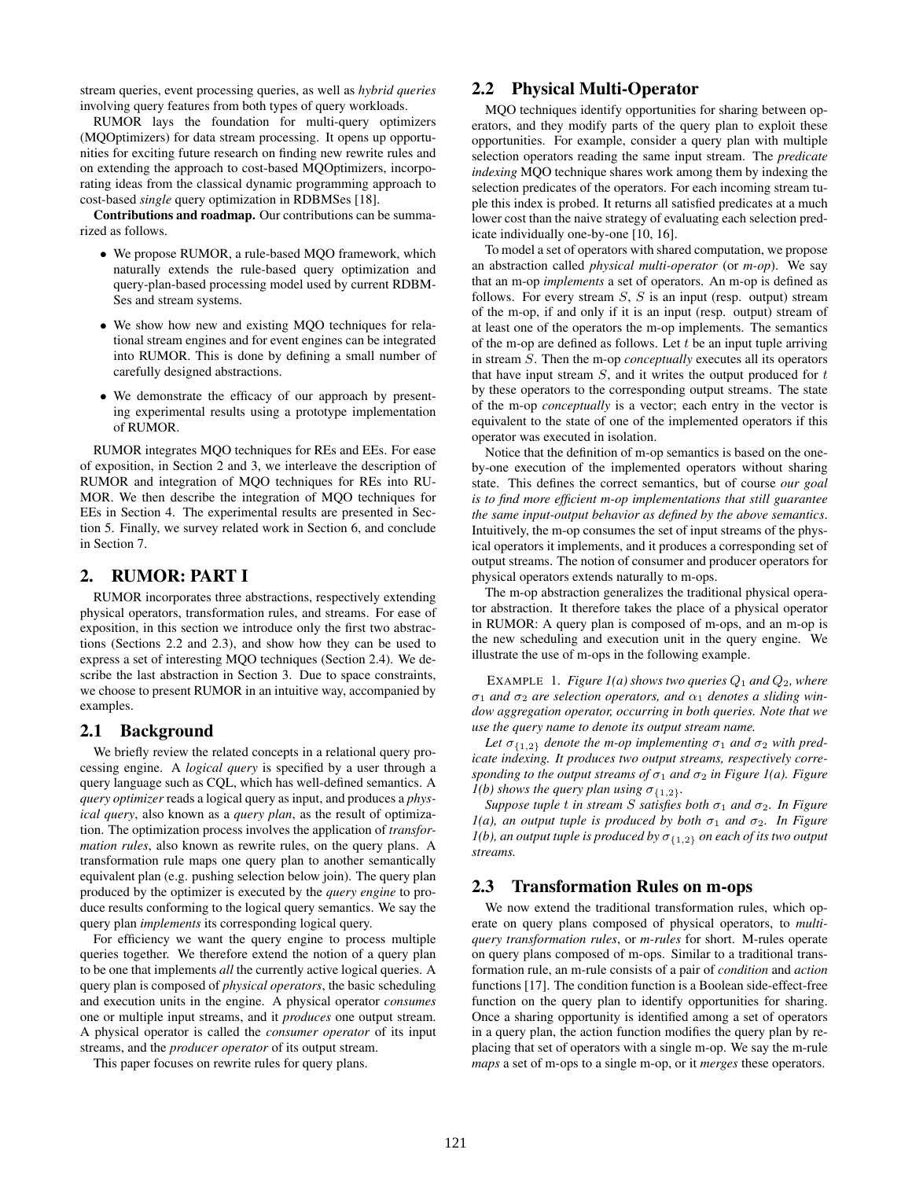stream queries, event processing queries, as well as *hybrid queries* involving query features from both types of query workloads.

RUMOR lays the foundation for multi-query optimizers (MQOptimizers) for data stream processing. It opens up opportunities for exciting future research on finding new rewrite rules and on extending the approach to cost-based MQOptimizers, incorporating ideas from the classical dynamic programming approach to cost-based *single* query optimization in RDBMSes [18].

**Contributions and roadmap.** Our contributions can be summarized as follows.

- We propose RUMOR, a rule-based MQO framework, which naturally extends the rule-based query optimization and query-plan-based processing model used by current RDBMSes and stream systems.
- We show how new and existing MQO techniques for relational stream engines and for event engines can be integrated into RUMOR. This is done by defining a small number of carefully designed abstractions.
- We demonstrate the efficacy of our approach by presenting experimental results using a prototype implementation of RUMOR.

RUMOR integrates MQO techniques for REs and EEs. For ease of exposition, in Section 2 and 3, we interleave the description of RUMOR and integration of MQO techniques for REs into RUMOR. We then describe the integration of MQO techniques for EEs in Section 4. The experimental results are presented in Section 5. Finally, we survey related work in Section 6, and conclude in Section 7.

## 2. RUMOR: PART I

RUMOR incorporates three abstractions, respectively extending physical operators, transformation rules, and streams. For ease of exposition, in this section we introduce only the first two abstractions (Sections 2.2 and 2.3), and show how they can be used to express a set of interesting MQO techniques (Section 2.4). We describe the last abstraction in Section 3. Due to space constraints, we choose to present RUMOR in an intuitive way, accompanied by examples.

### 2.1 Background

We briefly review the related concepts in a relational query processing engine. A *logical query* is specified by a user through a query language such as CQL, which has well-defined semantics. A *query optimizer* reads a logical query as input, and produces a *physical query*, also known as a *query plan*, as the result of optimization. The optimization process involves the application of *transformation rules*, also known as rewrite rules, on the query plans. A transformation rule maps one query plan to another semantically equivalent plan (e.g. pushing selection below join). The query plan produced by the optimizer is executed by the *query engine* to produce results conforming to the logical query semantics. We say the query plan *implements* its corresponding logical query.

For efficiency we want the query engine to process multiple queries together. We therefore extend the notion of a query plan to be one that implements *all* the currently active logical queries. A query plan is composed of *physical operators*, the basic scheduling and execution units in the engine. A physical operator *consumes* one or multiple input streams, and it *produces* one output stream. A physical operator is called the *consumer operator* of its input streams, and the *producer operator* of its output stream.

This paper focuses on rewrite rules for query plans.

### 2.2 Physical Multi-Operator

MQO techniques identify opportunities for sharing between operators, and they modify parts of the query plan to exploit these opportunities. For example, consider a query plan with multiple selection operators reading the same input stream. The *predicate indexing* MQO technique shares work among them by indexing the selection predicates of the operators. For each incoming stream tuple this index is probed. It returns all satisfied predicates at a much lower cost than the naive strategy of evaluating each selection predicate individually one-by-one [10, 16].

To model a set of operators with shared computation, we propose an abstraction called *physical multi-operator* (or *m-op*). We say that an m-op *implements* a set of operators. An m-op is defined as follows. For every stream $S$, $S$ is an input (resp. output) stream of the m-op, if and only if it is an input (resp. output) stream of at least one of the operators the m-op implements. The semantics of the m-op are defined as follows. Let $t$ be an input tuple arriving in stream $S$. Then the m-op *conceptually* executes all its operators that have input stream $S$, and it writes the output produced for $t$ by these operators to the corresponding output streams. The state of the m-op *conceptually* is a vector; each entry in the vector is equivalent to the state of one of the implemented operators if this operator was executed in isolation.

Notice that the definition of m-op semantics is based on the one-by-one execution of the implemented operators without sharing state. This defines the correct semantics, but of course *our goal is to find more efficient m-op implementations that still guarantee the same input-output behavior as defined by the above semantics*. Intuitively, the m-op consumes the set of input streams of the physical operators it implements, and it produces a corresponding set of output streams. The notion of consumer and producer operators for physical operators extends naturally to m-ops.

The m-op abstraction generalizes the traditional physical operator abstraction. It therefore takes the place of a physical operator in RUMOR: A query plan is composed of m-ops, and an m-op is the new scheduling and execution unit in the query engine. We illustrate the use of m-ops in the following example.

EXAMPLE 1. *Figure 1(a) shows two queries $Q_1$ and $Q_2$, where $\sigma_1$ and $\sigma_2$ are selection operators, and $\alpha_1$ denotes a sliding window aggregation operator, occurring in both queries. Note that we use the query name to denote its output stream name.*

*Let $\sigma_{\{1,2\}}$ denote the m-op implementing $\sigma_1$ and $\sigma_2$ with predicate indexing. It produces two output streams, respectively corresponding to the output streams of $\sigma_1$ and $\sigma_2$ in Figure 1(a). Figure 1(b) shows the query plan using $\sigma_{\{1,2\}}$.*

*Suppose tuple $t$ in stream $S$ satisfies both $\sigma_1$ and $\sigma_2$. In Figure 1(a), an output tuple is produced by both $\sigma_1$ and $\sigma_2$. In Figure 1(b), an output tuple is produced by $\sigma_{\{1,2\}}$ on each of its two output streams.*

### 2.3 Transformation Rules on m-ops

We now extend the traditional transformation rules, which operate on query plans composed of physical operators, to *multi-query transformation rules*, or *m-rules* for short. M-rules operate on query plans composed of m-ops. Similar to a traditional transformation rule, an m-rule consists of a pair of *condition* and *action* functions [17]. The condition function is a Boolean side-effect-free function on the query plan to identify opportunities for sharing. Once a sharing opportunity is identified among a set of operators in a query plan, the action function modifies the query plan by replacing that set of operators with a single m-op. We say the m-rule *maps* a set of m-ops to a single m-op, or it *merges* these operators.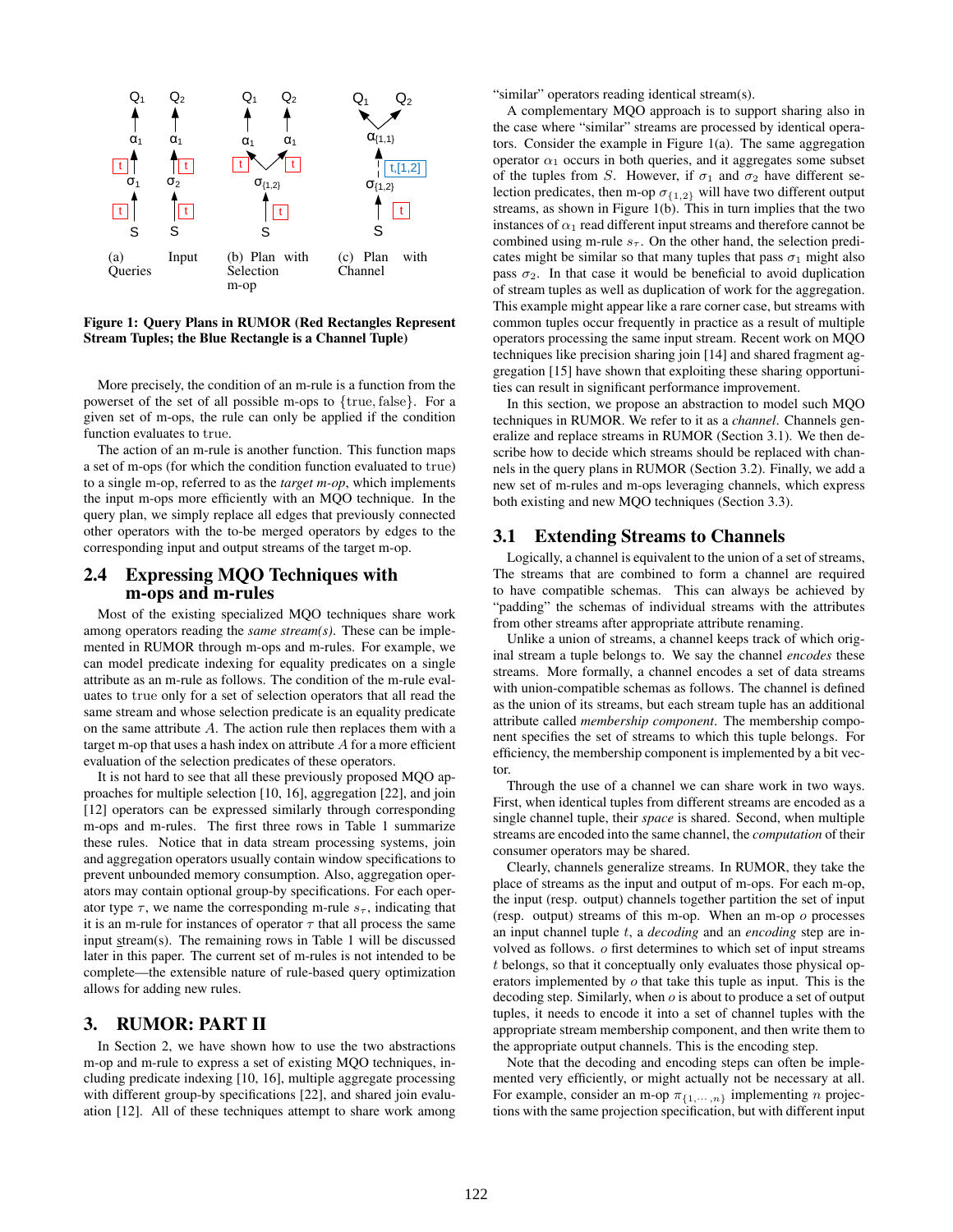Q1 Q2 Q1 Q2 Q1 Q2

α1 α1 α1 α1 α{1,1}

t t t t t,[1,2]

σ1 σ2 σ{1,2} σ{1,2}

t t t t

S S S S

(a) Input Queries (b) Plan with Selection m-op (c) Plan with Channel

**Figure 1: Query Plans in RUMOR (Red Rectangles Represent Stream Tuples; the Blue Rectangle is a Channel Tuple)**

More precisely, the condition of an m-rule is a function from the powerset of the set of all possible m-ops to $\{\text{true}, \text{false}\}$. For a given set of m-ops, the rule can only be applied if the condition function evaluates to true.

The action of an m-rule is another function. This function maps a set of m-ops (for which the condition function evaluated to true) to a single m-op, referred to as the *target m-op*, which implements the input m-ops more efficiently with an MQO technique. In the query plan, we simply replace all edges that previously connected other operators with the to-be merged operators by edges to the corresponding input and output streams of the target m-op.

## 2.4 Expressing MQO Techniques with m-ops and m-rules

Most of the existing specialized MQO techniques share work among operators reading the *same stream(s)*. These can be implemented in RUMOR through m-ops and m-rules. For example, we can model predicate indexing for equality predicates on a single attribute as an m-rule as follows. The condition of the m-rule evaluates to true only for a set of selection operators that all read the same stream and whose selection predicate is an equality predicate on the same attribute $A$. The action rule then replaces them with a target m-op that uses a hash index on attribute $A$ for a more efficient evaluation of the selection predicates of these operators.

It is not hard to see that all these previously proposed MQO approaches for multiple selection [10, 16], aggregation [22], and join [12] operators can be expressed similarly through corresponding m-ops and m-rules. The first three rows in Table 1 summarize these rules. Notice that in data stream processing systems, join and aggregation operators usually contain window specifications to prevent unbounded memory consumption. Also, aggregation operators may contain optional group-by specifications. For each operator type $\tau$, we name the corresponding m-rule $s_\tau$, indicating that it is an m-rule for instances of operator $\tau$ that all process the same input stream(s). The remaining rows in Table 1 will be discussed later in this paper. The current set of m-rules is not intended to be complete—the extensible nature of rule-based query optimization allows for adding new rules.

# 3. RUMOR: PART II

In Section 2, we have shown how to use the two abstractions m-op and m-rule to express a set of existing MQO techniques, including predicate indexing [10, 16], multiple aggregate processing with different group-by specifications [22], and shared join evaluation [12]. All of these techniques attempt to share work among "similar" operators reading identical stream(s).

A complementary MQO approach is to support sharing also in the case where "similar" streams are processed by identical operators. Consider the example in Figure 1(a). The same aggregation operator $\alpha_1$ occurs in both queries, and it aggregates some subset of the tuples from $S$. However, if $\sigma_1$ and $\sigma_2$ have different selection predicates, then m-op $\sigma_{\{1,2\}}$ will have two different output streams, as shown in Figure 1(b). This in turn implies that the two instances of $\alpha_1$ read different input streams and therefore cannot be combined using m-rule $s_\tau$. On the other hand, the selection predicates might be similar so that many tuples that pass $\sigma_1$ might also pass $\sigma_2$. In that case it would be beneficial to avoid duplication of stream tuples as well as duplication of work for the aggregation. This example might appear like a rare corner case, but streams with common tuples occur frequently in practice as a result of multiple operators processing the same input stream. Recent work on MQO techniques like precision sharing join [14] and shared fragment aggregation [15] have shown that exploiting these sharing opportunities can result in significant performance improvement.

In this section, we propose an abstraction to model such MQO techniques in RUMOR. We refer to it as a *channel*. Channels generalize and replace streams in RUMOR (Section 3.1). We then describe how to decide which streams should be replaced with channels in the query plans in RUMOR (Section 3.2). Finally, we add a new set of m-rules and m-ops leveraging channels, which express both existing and new MQO techniques (Section 3.3).

## 3.1 Extending Streams to Channels

Logically, a channel is equivalent to the union of a set of streams. The streams that are combined to form a channel are required to have compatible schemas. This can always be achieved by "padding" the schemas of individual streams with the attributes from other streams after appropriate attribute renaming.

Unlike a union of streams, a channel keeps track of which original stream a tuple belongs to. We say the channel *encodes* these streams. More formally, a channel encodes a set of data streams with union-compatible schemas as follows. The channel is defined as the union of its streams, but each stream tuple has an additional attribute called *membership component*. The membership component specifies the set of streams to which this tuple belongs. For efficiency, the membership component is implemented by a bit vector.

Through the use of a channel we can share work in two ways. First, when identical tuples from different streams are encoded as a single channel tuple, their *space* is shared. Second, when multiple streams are encoded into the same channel, the *computation* of their consumer operators may be shared.

Clearly, channels generalize streams. In RUMOR, they take the place of streams as the input and output of m-ops. For each m-op, the input (resp. output) channels together partition the set of input (resp. output) streams of this m-op. When an m-op $o$ processes an input channel tuple $t$, a *decoding* and an *encoding* step are involved as follows. $o$ first determines to which set of input streams $t$ belongs, so that it conceptually only evaluates those physical operators implemented by $o$ that take this tuple as input. This is the decoding step. Similarly, when $o$ is about to produce a set of output tuples, it needs to encode it into a set of channel tuples with the appropriate stream membership component, and then write them to the appropriate output channels. This is the encoding step.

Note that the decoding and encoding steps can often be implemented very efficiently, or might actually not be necessary at all. For example, consider an m-op $\pi_{\{1,\cdots,n\}}$ implementing $n$ projections with the same projection specification, but with different input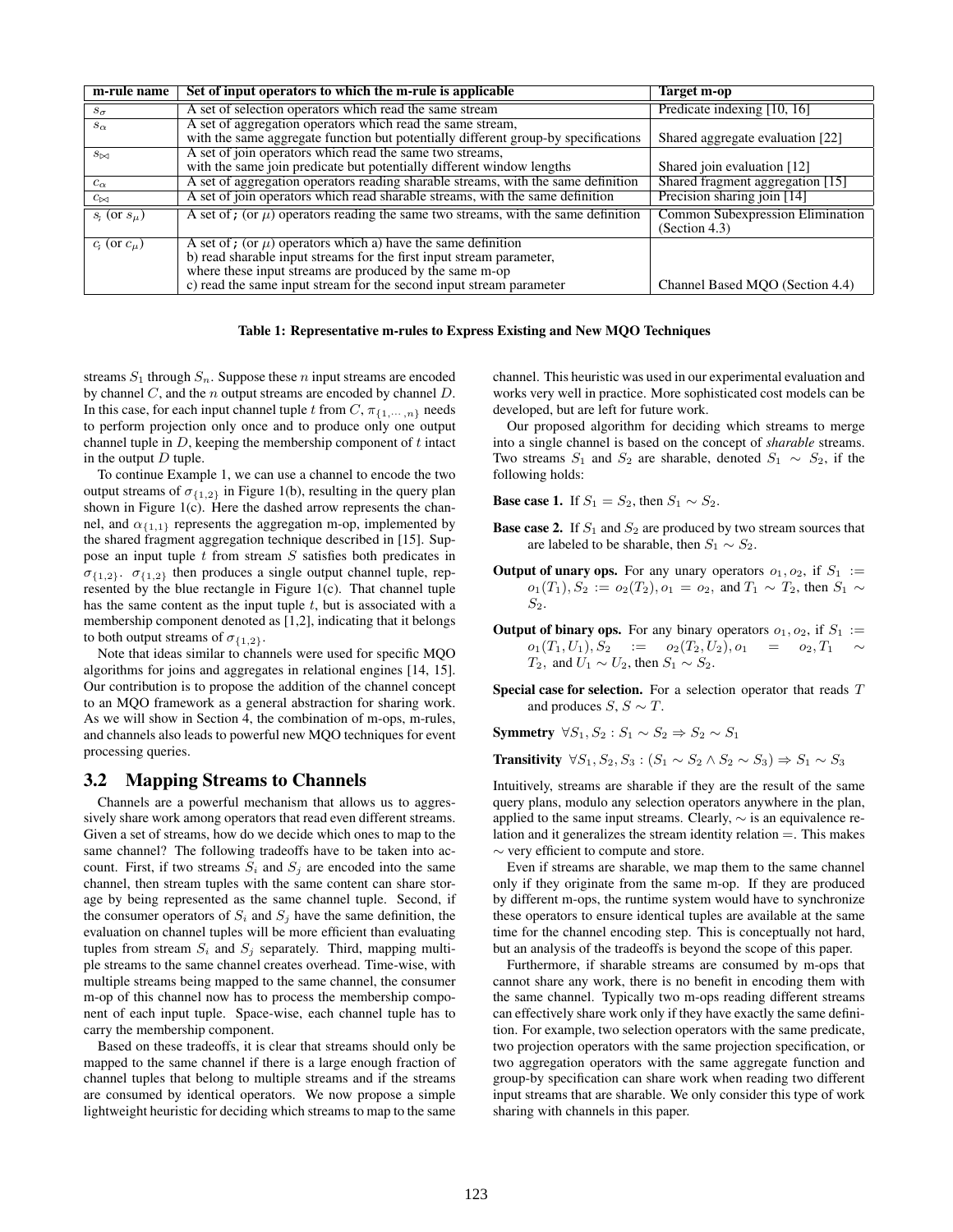| m-rule name | Set of input operators to which the m-rule is applicable | Target m-op |
| --- | --- | --- |
| $s_\sigma$ | A set of selection operators which read the same stream | Predicate indexing [10, 16] |
| $s_\alpha$ | A set of aggregation operators which read the same stream, with the same aggregate function but potentially different group-by specifications | Shared aggregate evaluation [22] |
| $s_\bowtie$ | A set of join operators which read the same two streams, with the same join predicate but potentially different window lengths | Shared join evaluation [12] |
| $c_\alpha$ | A set of aggregation operators reading sharable streams, with the same definition | Shared fragment aggregation [15] |
| $c_\bowtie$ | A set of join operators which read sharable streams, with the same definition | Precision sharing join [14] |
| $s_;$ (or $s_\mu$) | A set of ; (or $\mu$) operators reading the same two streams, with the same definition | Common Subexpression Elimination (Section 4.3) |
| $c_;$ (or $c_\mu$) | A set of ; (or $\mu$) operators which a) have the same definition b) read sharable input streams for the first input stream parameter, where these input streams are produced by the same m-op c) read the same input stream for the second input stream parameter | Channel Based MQO (Section 4.4) |

**Table 1: Representative m-rules to Express Existing and New MQO Techniques**

streams $S_1$ through $S_n$. Suppose these $n$ input streams are encoded by channel $C$, and the $n$ output streams are encoded by channel $D$. In this case, for each input channel tuple $t$ from $C$, $\pi_{\{1,\cdots,n\}}$ needs to perform projection only once and to produce only one output channel tuple in $D$, keeping the membership component of $t$ intact in the output $D$ tuple.

To continue Example 1, we can use a channel to encode the two output streams of $\sigma_{\{1,2\}}$ in Figure 1(b), resulting in the query plan shown in Figure 1(c). Here the dashed arrow represents the channel, and $\alpha_{\{1,1\}}$ represents the aggregation m-op, implemented by the shared fragment aggregation technique described in [15]. Suppose an input tuple $t$ from stream $S$ satisfies both predicates in $\sigma_{\{1,2\}}$. $\sigma_{\{1,2\}}$ then produces a single output channel tuple, represented by the blue rectangle in Figure 1(c). That channel tuple has the same content as the input tuple $t$, but is associated with a membership component denoted as [1,2], indicating that it belongs to both output streams of $\sigma_{\{1,2\}}$.

Note that ideas similar to channels were used for specific MQO algorithms for joins and aggregates in relational engines [14, 15]. Our contribution is to propose the addition of the channel concept to an MQO framework as a general abstraction for sharing work. As we will show in Section 4, the combination of m-ops, m-rules, and channels also leads to powerful new MQO techniques for event processing queries.

## 3.2 Mapping Streams to Channels

Channels are a powerful mechanism that allows us to aggressively share work among operators that read even different streams. Given a set of streams, how do we decide which ones to map to the same channel? The following tradeoffs have to be taken into account. First, if two streams $S_i$ and $S_j$ are encoded into the same channel, then stream tuples with the same content can share storage by being represented as the same channel tuple. Second, if the consumer operators of $S_i$ and $S_j$ have the same definition, the evaluation on channel tuples will be more efficient than evaluating tuples from stream $S_i$ and $S_j$ separately. Third, mapping multiple streams to the same channel creates overhead. Time-wise, with multiple streams being mapped to the same channel, the consumer m-op of this channel now has to process the membership component of each input tuple. Space-wise, each channel tuple has to carry the membership component.

Based on these tradeoffs, it is clear that streams should only be mapped to the same channel if there is a large enough fraction of channel tuples that belong to multiple streams and if the streams are consumed by identical operators. We now propose a simple lightweight heuristic for deciding which streams to map to the same channel. This heuristic was used in our experimental evaluation and works very well in practice. More sophisticated cost models can be developed, but are left for future work.

Our proposed algorithm for deciding which streams to merge into a single channel is based on the concept of *sharable* streams. Two streams $S_1$ and $S_2$ are sharable, denoted $S_1 \sim S_2$, if the following holds:

**Base case 1.** If $S_1 = S_2$, then $S_1 \sim S_2$.

**Base case 2.** If $S_1$ and $S_2$ are produced by two stream sources that are labeled to be sharable, then $S_1 \sim S_2$.

**Output of unary ops.** For any unary operators $o_1, o_2$, if $S_1 := o_1(T_1), S_2 := o_2(T_2), o_1 = o_2$, and $T_1 \sim T_2$, then $S_1 \sim S_2$.

**Output of binary ops.** For any binary operators $o_1, o_2$, if $S_1 := o_1(T_1, U_1), S_2 := o_2(T_2, U_2), o_1 = o_2, T_1 \sim T_2$, and $U_1 \sim U_2$, then $S_1 \sim S_2$.

**Special case for selection.** For a selection operator that reads $T$ and produces $S$, $S \sim T$.

**Symmetry** $\forall S_1, S_2 : S_1 \sim S_2 \Rightarrow S_2 \sim S_1$

**Transitivity** $\forall S_1, S_2, S_3 : (S_1 \sim S_2 \wedge S_2 \sim S_3) \Rightarrow S_1 \sim S_3$

Intuitively, streams are sharable if they are the result of the same query plans, modulo any selection operators anywhere in the plan, applied to the same input streams. Clearly, $\sim$ is an equivalence relation and it generalizes the stream identity relation $=$. This makes $\sim$ very efficient to compute and store.

Even if streams are sharable, we map them to the same channel only if they originate from the same m-op. If they are produced by different m-ops, the runtime system would have to synchronize these operators to ensure identical tuples are available at the same time for the channel encoding step. This is conceptually not hard, but an analysis of the tradeoffs is beyond the scope of this paper.

Furthermore, if sharable streams are consumed by m-ops that cannot share any work, there is no benefit in encoding them with the same channel. Typically two m-ops reading different streams can effectively share work only if they have exactly the same definition. For example, two selection operators with the same predicate, two projection operators with the same projection specification, or two aggregation operators with the same aggregate function and group-by specification can share work when reading two different input streams that are sharable. We only consider this type of work sharing with channels in this paper.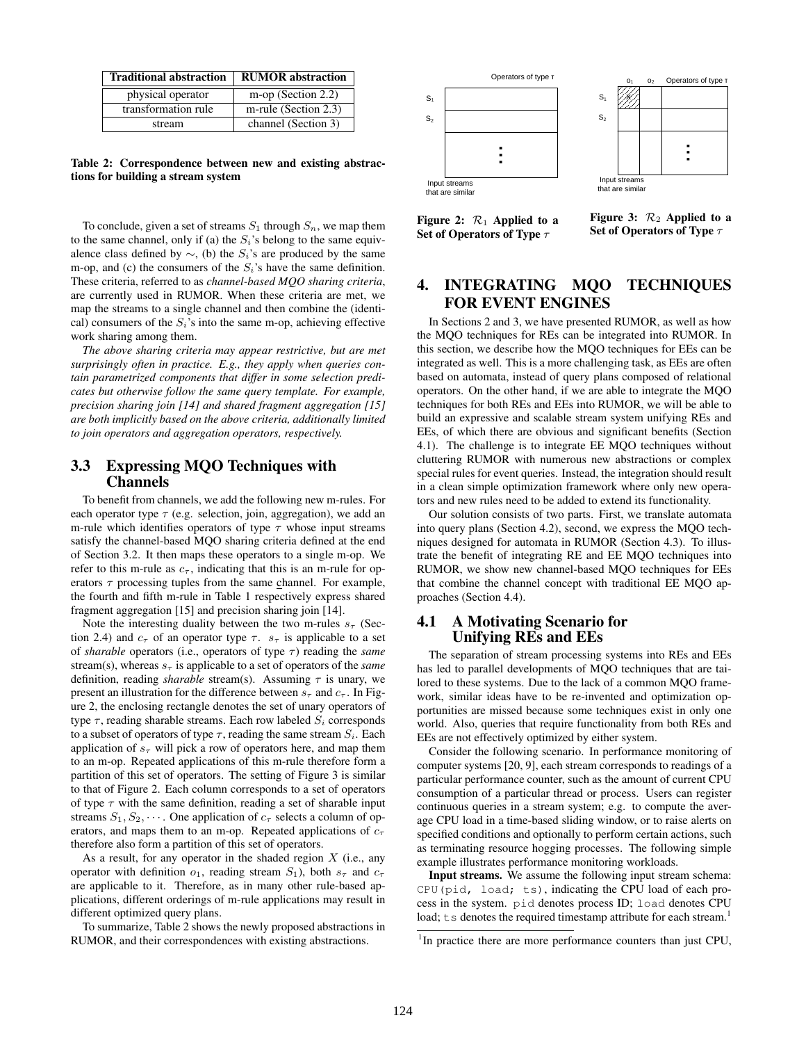| Traditional abstraction | RUMOR abstraction |
|---|---|
| physical operator | m-op (Section 2.2) |
| transformation rule | m-rule (Section 2.3) |
| stream | channel (Section 3) |

**Table 2: Correspondence between new and existing abstractions for building a stream system**

To conclude, given a set of streams $S_1$ through $S_n$, we map them to the same channel, only if (a) the $S_i$'s belong to the same equivalence class defined by $\sim$, (b) the $S_i$'s are produced by the same m-op, and (c) the consumers of the $S_i$'s have the same definition. These criteria, referred to as *channel-based MQO sharing criteria*, are currently used in RUMOR. When these criteria are met, we map the streams to a single channel and then combine the (identical) consumers of the $S_i$'s into the same m-op, achieving effective work sharing among them.

*The above sharing criteria may appear restrictive, but are met surprisingly often in practice. E.g., they apply when queries contain parametrized components that differ in some selection predicates but otherwise follow the same query template. For example, precision sharing join [14] and shared fragment aggregation [15] are both implicitly based on the above criteria, additionally limited to join operators and aggregation operators, respectively.*

## 3.3 Expressing MQO Techniques with Channels

To benefit from channels, we add the following new m-rules. For each operator type $\tau$ (e.g. selection, join, aggregation), we add an m-rule which identifies operators of type $\tau$ whose input streams satisfy the channel-based MQO sharing criteria defined at the end of Section 3.2. It then maps these operators to a single m-op. We refer to this m-rule as $c_\tau$, indicating that this is an m-rule for operators $\tau$ processing tuples from the same channel. For example, the fourth and fifth m-rule in Table 1 respectively express shared fragment aggregation [15] and precision sharing join [14].

Note the interesting duality between the two m-rules $s_\tau$ (Section 2.4) and $c_\tau$ of an operator type $\tau$. $s_\tau$ is applicable to a set of *sharable* operators (i.e., operators of type $\tau$) reading the *same* stream(s), whereas $s_\tau$ is applicable to a set of operators of the *same* definition, reading *sharable* stream(s). Assuming $\tau$ is unary, we present an illustration for the difference between $s_\tau$ and $c_\tau$. In Figure 2, the enclosing rectangle denotes the set of unary operators of type $\tau$, reading sharable streams. Each row labeled $S_i$ corresponds to a subset of operators of type $\tau$, reading the same stream $S_i$. Each application of $s_\tau$ will pick a row of operators here, and map them to an m-op. Repeated applications of this m-rule therefore form a partition of this set of operators. The setting of Figure 3 is similar to that of Figure 2. Each column corresponds to a set of operators of type $\tau$ with the same definition, reading a set of sharable input streams $S_1, S_2, \cdots$. One application of $c_\tau$ selects a column of operators, and maps them to an m-op. Repeated applications of $c_\tau$ therefore also form a partition of this set of operators.

As a result, for any operator in the shaded region $X$ (i.e., any operator with definition $o_1$, reading stream $S_1$), both $s_\tau$ and $c_\tau$ are applicable to it. Therefore, as in many other rule-based applications, different orderings of m-rule applications may result in different optimized query plans.

To summarize, Table 2 shows the newly proposed abstractions in RUMOR, and their correspondences with existing abstractions.

**Figure 2: $\mathcal{R}_1$ Applied to a Set of Operators of Type $\tau$**

**Figure 3: $\mathcal{R}_2$ Applied to a Set of Operators of Type $\tau$**

## 4. INTEGRATING MQO TECHNIQUES FOR EVENT ENGINES

In Sections 2 and 3, we have presented RUMOR, as well as how the MQO techniques for REs can be integrated into RUMOR. In this section, we describe how the MQO techniques for EEs can be integrated as well. This is a more challenging task, as EEs are often based on automata, instead of query plans composed of relational operators. On the other hand, if we are able to integrate the MQO techniques for both REs and EEs into RUMOR, we will be able to build an expressive and scalable stream system unifying REs and EEs, of which there are obvious and significant benefits (Section 4.1). The challenge is to integrate EE MQO techniques without cluttering RUMOR with numerous new abstractions or complex special rules for event queries. Instead, the integration should result in a clean simple optimization framework where only new operators and new rules need to be added to extend its functionality.

Our solution consists of two parts. First, we translate automata into query plans (Section 4.2), second, we express the MQO techniques designed for automata in RUMOR (Section 4.3). To illustrate the benefit of integrating RE and EE MQO techniques into RUMOR, we show new channel-based MQO techniques for EEs that combine the channel concept with traditional EE MQO approaches (Section 4.4).

### 4.1 A Motivating Scenario for Unifying REs and EEs

The separation of stream processing systems into REs and EEs has led to parallel developments of MQO techniques that are tailored to these systems. Due to the lack of a common MQO framework, similar ideas have to be re-invented and optimization opportunities are missed because some techniques exist in only one world. Also, queries that require functionality from both REs and EEs are not effectively optimized by either system.

Consider the following scenario. In performance monitoring of computer systems [20, 9], each stream corresponds to readings of a particular performance counter, such as the amount of current CPU consumption of a particular thread or process. Users can register continuous queries in a stream system; e.g. to compute the average CPU load in a time-based sliding window, or to raise alerts on specified conditions and optionally to perform certain actions, such as terminating resource hogging processes. The following simple example illustrates performance monitoring workloads.

**Input streams.** We assume the following input stream schema: `CPU(pid, load; ts)`, indicating the CPU load of each process in the system. `pid` denotes process ID; `load` denotes CPU load; `ts` denotes the required timestamp attribute for each stream.[1]

[1] In practice there are more performance counters than just CPU,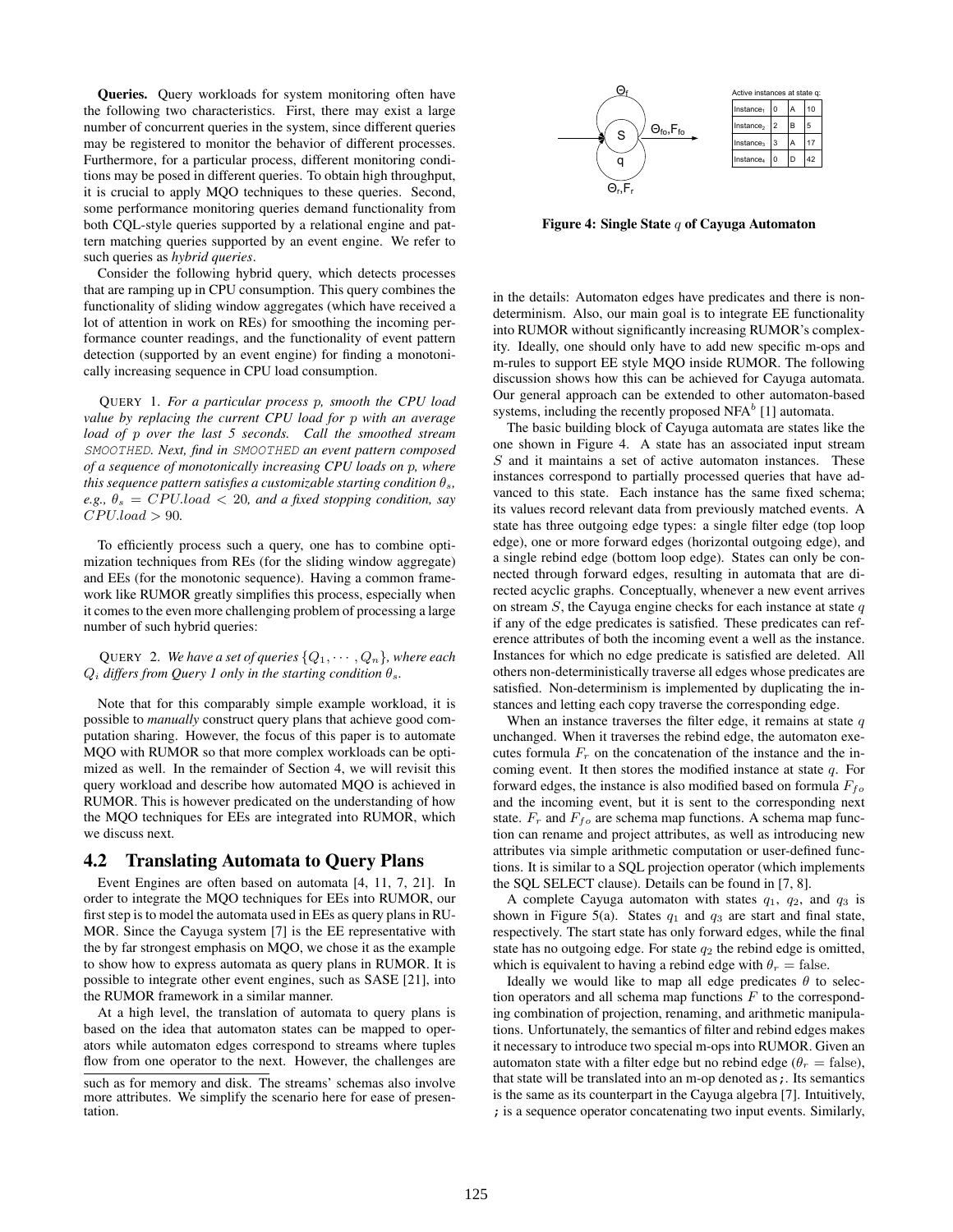**Queries.** Query workloads for system monitoring often have the following two characteristics. First, there may exist a large number of concurrent queries in the system, since different queries may be registered to monitor the behavior of different processes. Furthermore, for a particular process, different monitoring conditions may be posed in different queries. To obtain high throughput, it is crucial to apply MQO techniques to these queries. Second, some performance monitoring queries demand functionality from both CQL-style queries supported by a relational engine and pattern matching queries supported by an event engine. We refer to such queries as *hybrid queries*.

Consider the following hybrid query, which detects processes that are ramping up in CPU consumption. This query combines the functionality of sliding window aggregates (which have received a lot of attention in work on REs) for smoothing the incoming performance counter readings, and the functionality of event pattern detection (supported by an event engine) for finding a monotonically increasing sequence in CPU load consumption.

QUERY 1. *For a particular process $p$, smooth the CPU load value by replacing the current CPU load for $p$ with an average load of $p$ over the last 5 seconds. Call the smoothed stream SMOOTHED. Next, find in SMOOTHED an event pattern composed of a sequence of monotonically increasing CPU loads on $p$, where this sequence pattern satisfies a customizable starting condition $\theta_s$, e.g., $\theta_s = CPU.load < 20$, and a fixed stopping condition, say $CPU.load > 90$.*

To efficiently process such a query, one has to combine optimization techniques from REs (for the sliding window aggregate) and EEs (for the monotonic sequence). Having a common framework like RUMOR greatly simplifies this process, especially when it comes to the even more challenging problem of processing a large number of such hybrid queries:

QUERY 2. *We have a set of queries $\{Q_1, \cdots, Q_n\}$, where each $Q_i$ differs from Query 1 only in the starting condition $\theta_s$.*

Note that for this comparably simple example workload, it is possible to *manually* construct query plans that achieve good computation sharing. However, the focus of this paper is to automate MQO with RUMOR so that more complex workloads can be optimized as well. In the remainder of Section 4, we will revisit this query workload and describe how automated MQO is achieved in RUMOR. This is however predicated on the understanding of how the MQO techniques for EEs are integrated into RUMOR, which we discuss next.

## 4.2 Translating Automata to Query Plans

Event Engines are often based on automata [4, 11, 7, 21]. In order to integrate the MQO techniques for EEs into RUMOR, our first step is to model the automata used in EEs as query plans in RUMOR. Since the Cayuga system [7] is the EE representative with the by far strongest emphasis on MQO, we chose it as the example to show how to express automata as query plans in RUMOR. It is possible to integrate other event engines, such as SASE [21], into the RUMOR framework in a similar manner.

At a high level, the translation of automata to query plans is based on the idea that automaton states can be mapped to operators while automaton edges correspond to streams where tuples flow from one operator to the next. However, the challenges are in the details: Automaton edges have predicates and there is non-determinism. Also, our main goal is to integrate EE functionality into RUMOR without significantly increasing RUMOR's complexity. Ideally, one should only have to add new specific m-ops and m-rules to support EE style MQO inside RUMOR. The following discussion shows how this can be achieved for Cayuga automata. Our general approach can be extended to other automaton-based systems, including the recently proposed NFA$^b$ [1] automata.

such as for memory and disk. The streams' schemas also involve more attributes. We simplify the scenario here for ease of presentation.

Active instances at state q:

| Instance$_1$ | 0 | A | 10 |
|---|---|---|---|
| Instance$_2$ | 2 | B | 5 |
| Instance$_3$ | 3 | A | 17 |
| Instance$_4$ | 0 | D | 42 |

**Figure 4: Single State $q$ of Cayuga Automaton**

The basic building block of Cayuga automata are states like the one shown in Figure 4. A state has an associated input stream $S$ and it maintains a set of active automaton instances. These instances correspond to partially processed queries that have advanced to this state. Each instance has the same fixed schema; its values record relevant data from previously matched events. A state has three outgoing edge types: a single filter edge (top loop edge), one or more forward edges (horizontal outgoing edge), and a single rebind edge (bottom loop edge). States can only be connected through forward edges, resulting in automata that are directed acyclic graphs. Conceptually, whenever a new event arrives on stream $S$, the Cayuga engine checks for each instance at state $q$ if any of the edge predicates is satisfied. These predicates can reference attributes of both the incoming event a well as the instance. Instances for which no edge predicate is satisfied are deleted. All others non-deterministically traverse all edges whose predicates are satisfied. Non-determinism is implemented by duplicating the instances and letting each copy traverse the corresponding edge.

When an instance traverses the filter edge, it remains at state $q$ unchanged. When it traverses the rebind edge, the automaton executes formula $F_r$ on the concatenation of the instance and the incoming event. It then stores the modified instance at state $q$. For forward edges, the instance is also modified based on formula $F_{fo}$ and the incoming event, but it is sent to the corresponding next state. $F_r$ and $F_{fo}$ are schema map functions. A schema map function can rename and project attributes, as well as introducing new attributes via simple arithmetic computation or user-defined functions. It is similar to a SQL projection operator (which implements the SQL SELECT clause). Details can be found in [7, 8].

A complete Cayuga automaton with states $q_1$, $q_2$, and $q_3$ is shown in Figure 5(a). States $q_1$ and $q_3$ are start and final state, respectively. The start state has only forward edges, while the final state has no outgoing edge. For state $q_2$ the rebind edge is omitted, which is equivalent to having a rebind edge with $\theta_r$ = false.

Ideally we would like to map all edge predicates $\theta$ to selection operators and all schema map functions $F$ to the corresponding combination of projection, renaming, and arithmetic manipulations. Unfortunately, the semantics of filter and rebind edges makes it necessary to introduce two special m-ops into RUMOR. Given an automaton state with a filter edge but no rebind edge ($\theta_r$ = false), that state will be translated into an m-op denoted as **;**. Its semantics is the same as its counterpart in the Cayuga algebra [7]. Intuitively, **;** is a sequence operator concatenating two input events. Similarly,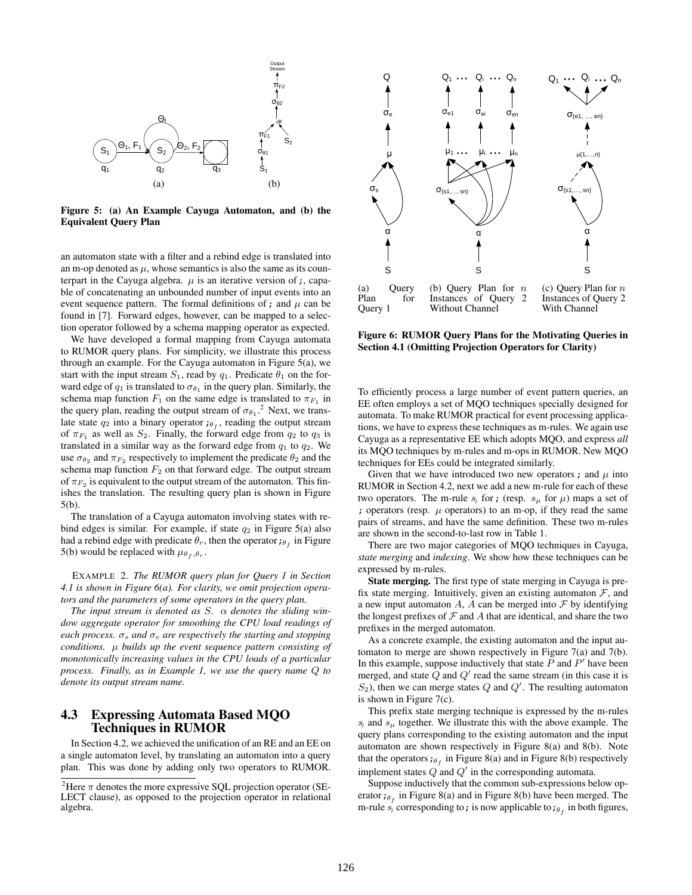Figure 5: (a) An Example Cayuga Automaton, and (b) the Equivalent Query Plan

an automaton state with a filter and a rebind edge is translated into an m-op denoted as $\mu$, whose semantics is also the same as its counterpart in the Cayuga algebra. $\mu$ is an iterative version of $;$, capable of concatenating an unbounded number of input events into an event sequence pattern. The formal definitions of $;$ and $\mu$ can be found in [7]. Forward edges, however, can be mapped to a selection operator followed by a schema mapping operator as expected.

We have developed a formal mapping from Cayuga automata to RUMOR query plans. For simplicity, we illustrate this process through an example. For the Cayuga automaton in Figure 5(a), we start with the input stream $S_1$, read by $q_1$. Predicate $\theta_1$ on the forward edge of $q_1$ is translated to $\sigma_{\theta_1}$ in the query plan. Similarly, the schema map function $F_1$ on the same edge is translated to $\pi_{F_1}$ in the query plan, reading the output stream of $\sigma_{\theta_1}$.[2] Next, we translate state $q_2$ into a binary operator $;_{\theta_f}$, reading the output stream of $\pi_{F_1}$ as well as $S_2$. Finally, the forward edge from $q_2$ to $q_3$ is translated in a similar way as the forward edge from $q_1$ to $q_2$. We use $\sigma_{\theta_2}$ and $\pi_{F_2}$ respectively to implement the predicate $\theta_2$ and the schema map function $F_2$ on that forward edge. The output stream of $\pi_{F_2}$ is equivalent to the output stream of the automaton. This finishes the translation. The resulting query plan is shown in Figure 5(b).

The translation of a Cayuga automaton involving states with rebind edges is similar. For example, if state $q_2$ in Figure 5(a) also had a rebind edge with predicate $\theta_r$, then the operator $;_{\theta_f}$ in Figure 5(b) would be replaced with $\mu_{\theta_f,\theta_r}$.

EXAMPLE 2. *The RUMOR query plan for Query 1 in Section 4.1 is shown in Figure 6(a). For clarity, we omit projection operators and the parameters of some operators in the query plan.*

*The input stream is denoted as $S$. $\alpha$ denotes the sliding window aggregate operator for smoothing the CPU load readings of each process. $\sigma_s$ and $\sigma_e$ are respectively the starting and stopping conditions. $\mu$ builds up the event sequence pattern consisting of monotonically increasing values in the CPU loads of a particular process. Finally, as in Example 1, we use the query name $Q$ to denote its output stream name.*

## 4.3 Expressing Automata Based MQO Techniques in RUMOR

In Section 4.2, we achieved the unification of an RE and an EE on a single automaton level, by translating an automaton into a query plan. This was done by adding only two operators to RUMOR. To efficiently process a large number of event pattern queries, an EE often employs a set of MQO techniques specially designed for automata. To make RUMOR practical for event processing applications, we have to express these techniques as m-rules. We again use Cayuga as a representative EE which adopts MQO, and express *all* its MQO techniques by m-rules and m-ops in RUMOR. New MQO techniques for EEs could be integrated similarly.

[2]Here $\pi$ denotes the more expressive SQL projection operator (SELECT clause), as opposed to the projection operator in relational algebra.

(a) Query Plan for Query 1 (b) Query Plan for $n$ Instances of Query 2 Without Channel (c) Query Plan for $n$ Instances of Query 2 With Channel

Figure 6: RUMOR Query Plans for the Motivating Queries in Section 4.1 (Omitting Projection Operators for Clarity)

Given that we have introduced two new operators $;$ and $\mu$ into RUMOR in Section 4.2, next we add a new m-rule for each of these two operators. The m-rule $s_;$ for $;$ (resp. $s_\mu$ for $\mu$) maps a set of $;$ operators (resp. $\mu$ operators) to an m-op, if they read the same pairs of streams, and have the same definition. These two m-rules are shown in the second-to-last row in Table 1.

There are two major categories of MQO techniques in Cayuga, *state merging* and *indexing*. We show how these techniques can be expressed by m-rules.

**State merging.** The first type of state merging in Cayuga is prefix state merging. Intuitively, given an existing automaton $\mathcal{F}$, and a new input automaton $A$, $A$ can be merged into $\mathcal{F}$ by identifying the longest prefixes of $\mathcal{F}$ and $A$ that are identical, and share the two prefixes in the merged automaton.

As a concrete example, the existing automaton and the input automaton to merge are shown respectively in Figure 7(a) and 7(b). In this example, suppose inductively that state $P$ and $P'$ have been merged, and state $Q$ and $Q'$ read the same stream (in this case it is $S_2$), then we can merge states $Q$ and $Q'$. The resulting automaton is shown in Figure 7(c).

This prefix state merging technique is expressed by the m-rules $s_;$ and $s_\mu$ together. We illustrate this with the above example. The query plans corresponding to the existing automaton and the input automaton are shown respectively in Figure 8(a) and 8(b). Note that the operators $;_{\theta_f}$ in Figure 8(a) and in Figure 8(b) respectively implement states $Q$ and $Q'$ in the corresponding automata.

Suppose inductively that the common sub-expressions below operator $;_{\theta_f}$ in Figure 8(a) and in Figure 8(b) have been merged. The m-rule $s_;$ corresponding to $;$ is now applicable to $;_{\theta_f}$ in both figures,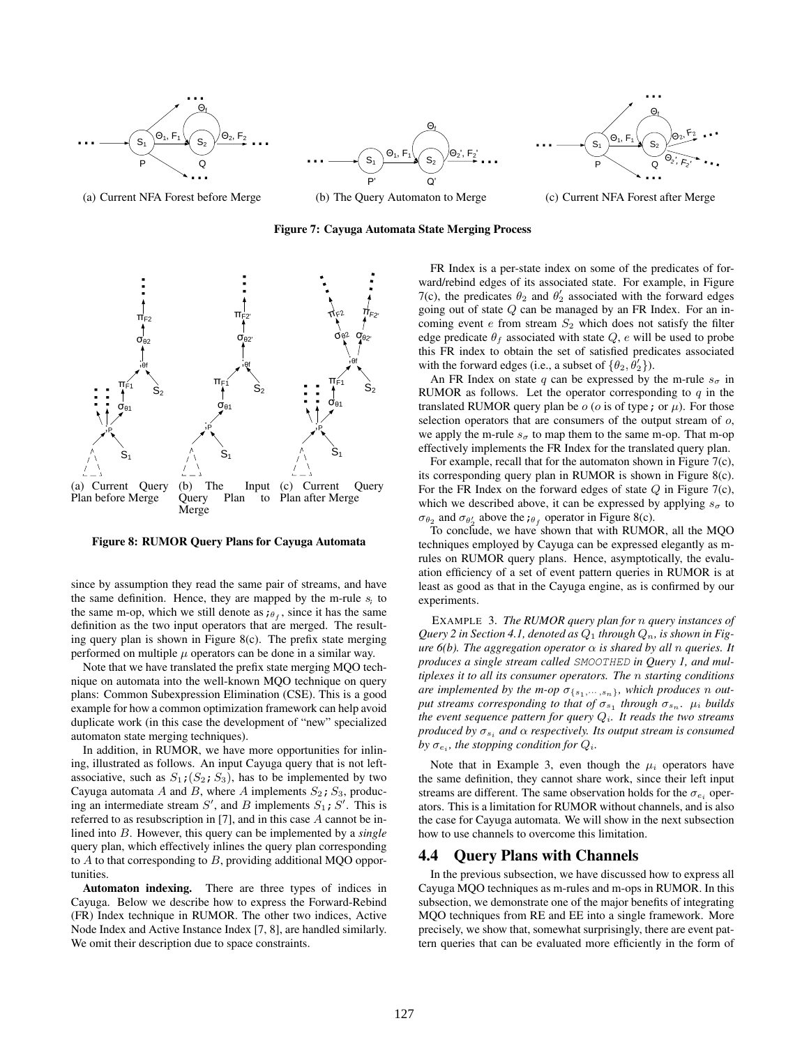(a) Current NFA Forest before Merge

(b) The Query Automaton to Merge

(c) Current NFA Forest after Merge

**Figure 7: Cayuga Automata State Merging Process**

(a) Current Query Plan before Merge

(b) The Input Query Plan to Merge

(c) Current Query Plan after Merge

**Figure 8: RUMOR Query Plans for Cayuga Automata**

since by assumption they read the same pair of streams, and have the same definition. Hence, they are mapped by the m-rule $s_i$ to the same m-op, which we still denote as $;_{\theta_f}$, since it has the same definition as the two input operators that are merged. The resulting query plan is shown in Figure 8(c). The prefix state merging performed on multiple $\mu$ operators can be done in a similar way.

Note that we have translated the prefix state merging MQO technique on automata into the well-known MQO technique on query plans: Common Subexpression Elimination (CSE). This is a good example for how a common optimization framework can help avoid duplicate work (in this case the development of "new" specialized automaton state merging techniques).

In addition, in RUMOR, we have more opportunities for inlining, illustrated as follows. An input Cayuga query that is not left-associative, such as $S_1;(S_2;S_3)$, has to be implemented by two Cayuga automata $A$ and $B$, where $A$ implements $S_2;S_3$, producing an intermediate stream $S'$, and $B$ implements $S_1;S'$. This is referred to as resubscription in [7], and in this case $A$ cannot be inlined into $B$. However, this query can be implemented by a *single* query plan, which effectively inlines the query plan corresponding to $A$ to that corresponding to $B$, providing additional MQO opportunities.

**Automaton indexing.** There are three types of indices in Cayuga. Below we describe how to express the Forward-Rebind (FR) Index technique in RUMOR. The other two indices, Active Node Index and Active Instance Index [7, 8], are handled similarly. We omit their description due to space constraints.

FR Index is a per-state index on some of the predicates of forward/rebind edges of its associated state. For example, in Figure 7(c), the predicates $\theta_2$ and $\theta_2'$ associated with the forward edges going out of state $Q$ can be managed by an FR Index. For an incoming event $e$ from stream $S_2$ which does not satisfy the filter edge predicate $\theta_f$ associated with state $Q$, $e$ will be used to probe this FR index to obtain the set of satisfied predicates associated with the forward edges (i.e., a subset of $\{\theta_2, \theta_2'\}$).

An FR Index on state $q$ can be expressed by the m-rule $s_\sigma$ in RUMOR as follows. Let the operator corresponding to $q$ in the translated RUMOR query plan be $o$ ($o$ is of type $;$ or $\mu$). For those selection operators that are consumers of the output stream of $o$, we apply the m-rule $s_\sigma$ to map them to the same m-op. That m-op effectively implements the FR Index for the translated query plan.

For example, recall that for the automaton shown in Figure 7(c), its corresponding query plan in RUMOR is shown in Figure 8(c). For the FR Index on the forward edges of state $Q$ in Figure 7(c), which we described above, it can be expressed by applying $s_\sigma$ to $\sigma_{\theta_2}$ and $\sigma_{\theta_2'}$ above the $;_{\theta_f}$ operator in Figure 8(c).

To conclude, we have shown that with RUMOR, all the MQO techniques employed by Cayuga can be expressed elegantly as m-rules on RUMOR query plans. Hence, asymptotically, the evaluation efficiency of a set of event pattern queries in RUMOR is at least as good as that in the Cayuga engine, as is confirmed by our experiments.

EXAMPLE 3. *The RUMOR query plan for $n$ query instances of Query 2 in Section 4.1, denoted as $Q_1$ through $Q_n$, is shown in Figure 6(b). The aggregation operator $\alpha$ is shared by all $n$ queries. It produces a single stream called SMOOTHED in Query 1, and multiplexes it to all its consumer operators. The $n$ starting conditions are implemented by the m-op $\sigma_{\{s_1,\cdots,s_n\}}$, which produces $n$ output streams corresponding to that of $\sigma_{s_1}$ through $\sigma_{s_n}$. $\mu_i$ builds the event sequence pattern for query $Q_i$. It reads the two streams produced by $\sigma_{s_i}$ and $\alpha$ respectively. Its output stream is consumed by $\sigma_{e_i}$, the stopping condition for $Q_i$.*

Note that in Example 3, even though the $\mu_i$ operators have the same definition, they cannot share work, since their left input streams are different. The same observation holds for the $\sigma_{e_i}$ operators. This is a limitation for RUMOR without channels, and is also the case for Cayuga automata. We will show in the next subsection how to use channels to overcome this limitation.

## 4.4 Query Plans with Channels

In the previous subsection, we have discussed how to express all Cayuga MQO techniques as m-rules and m-ops in RUMOR. In this subsection, we demonstrate one of the major benefits of integrating MQO techniques from RE and EE into a single framework. More precisely, we show that, somewhat surprisingly, there are event pattern queries that can be evaluated more efficiently in the form of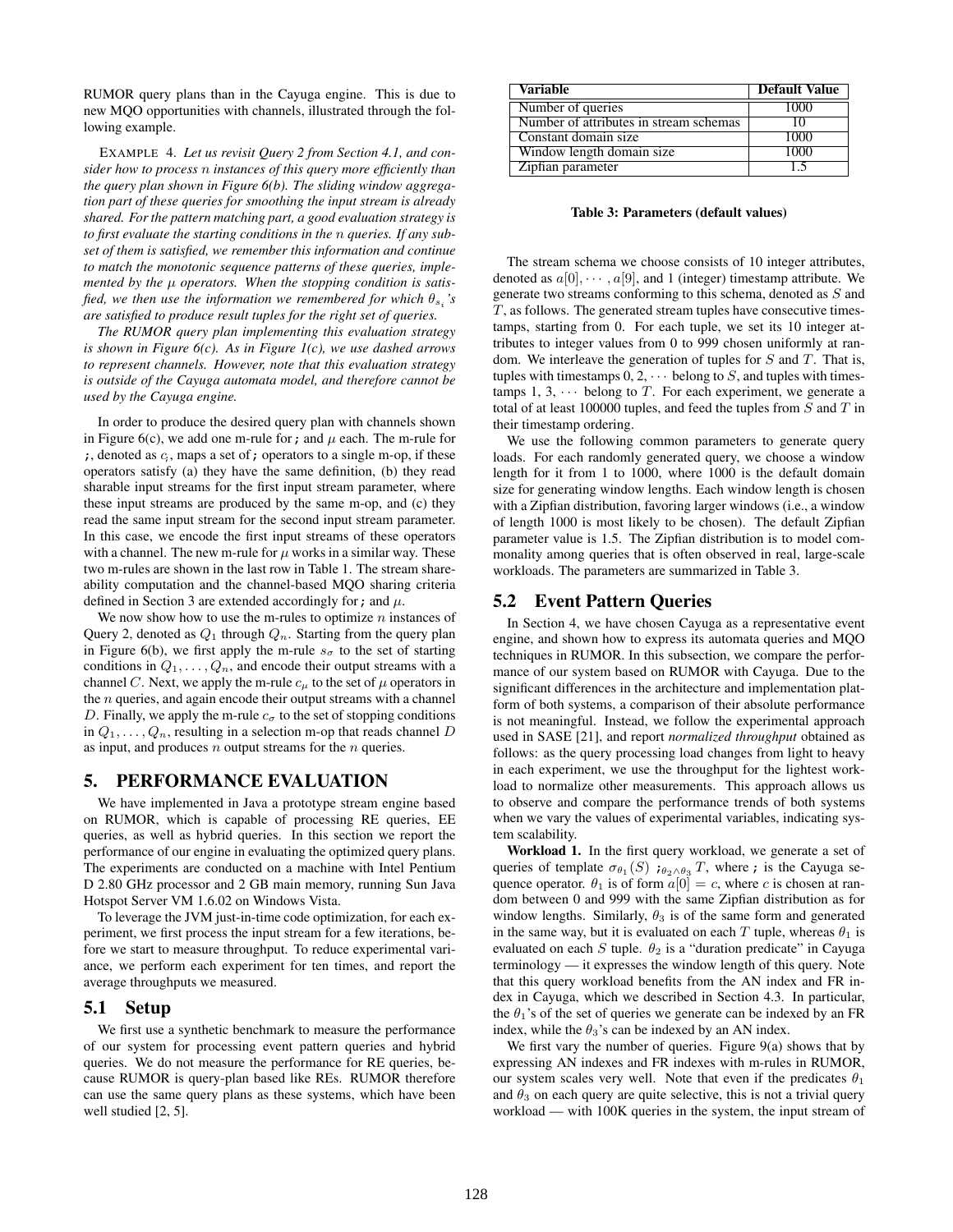RUMOR query plans than in the Cayuga engine. This is due to new MQO opportunities with channels, illustrated through the following example.

EXAMPLE 4. *Let us revisit Query 2 from Section 4.1, and consider how to process $n$ instances of this query more efficiently than the query plan shown in Figure 6(b). The sliding window aggregation part of these queries for smoothing the input stream is already shared. For the pattern matching part, a good evaluation strategy is to first evaluate the starting conditions in the $n$ queries. If any subset of them is satisfied, we remember this information and continue to match the monotonic sequence patterns of these queries, implemented by the $\mu$ operators. When the stopping condition is satisfied, we then use the information we remembered for which $\theta_{s_i}$'s are satisfied to produce result tuples for the right set of queries.*

*The RUMOR query plan implementing this evaluation strategy is shown in Figure 6(c). As in Figure 1(c), we use dashed arrows to represent channels. However, note that this evaluation strategy is outside of the Cayuga automata model, and therefore cannot be used by the Cayuga engine.*

In order to produce the desired query plan with channels shown in Figure 6(c), we add one m-rule for ; and $\mu$ each. The m-rule for ;, denoted as $c_;$, maps a set of ; operators to a single m-op, if these operators satisfy (a) they have the same definition, (b) they read sharable input streams for the first input stream parameter, where these input streams are produced by the same m-op, and (c) they read the same input stream for the second input stream parameter. In this case, we encode the first input streams of these operators with a channel. The new m-rule for $\mu$ works in a similar way. These two m-rules are shown in the last row in Table 1. The stream shareability computation and the channel-based MQO sharing criteria defined in Section 3 are extended accordingly for ; and $\mu$.

We now show how to use the m-rules to optimize $n$ instances of Query 2, denoted as $Q_1$ through $Q_n$. Starting from the query plan in Figure 6(b), we first apply the m-rule $s_\sigma$ to the set of starting conditions in $Q_1, \ldots, Q_n$, and encode their output streams with a channel $C$. Next, we apply the m-rule $c_\mu$ to the set of $\mu$ operators in the $n$ queries, and again encode their output streams with a channel $D$. Finally, we apply the m-rule $c_\sigma$ to the set of stopping conditions in $Q_1, \ldots, Q_n$, resulting in a selection m-op that reads channel $D$ as input, and produces $n$ output streams for the $n$ queries.

## 5. PERFORMANCE EVALUATION

We have implemented in Java a prototype stream engine based on RUMOR, which is capable of processing RE queries, EE queries, as well as hybrid queries. In this section we report the performance of our engine in evaluating the optimized query plans. The experiments are conducted on a machine with Intel Pentium D 2.80 GHz processor and 2 GB main memory, running Sun Java Hotspot Server VM 1.6.02 on Windows Vista.

To leverage the JVM just-in-time code optimization, for each experiment, we first process the input stream for a few iterations, before we start to measure throughput. To reduce experimental variance, we perform each experiment for ten times, and report the average throughputs we measured.

### 5.1 Setup

We first use a synthetic benchmark to measure the performance of our system for processing event pattern queries and hybrid queries. We do not measure the performance for RE queries, because RUMOR is query-plan based like REs. RUMOR therefore can use the same query plans as these systems, which have been well studied [2, 5].

| Variable | Default Value |
|---|---|
| Number of queries | 1000 |
| Number of attributes in stream schemas | 10 |
| Constant domain size | 1000 |
| Window length domain size | 1000 |
| Zipfian parameter | 1.5 |

**Table 3: Parameters (default values)**

The stream schema we choose consists of 10 integer attributes, denoted as $a[0], \cdots, a[9]$, and 1 (integer) timestamp attribute. We generate two streams conforming to this schema, denoted as $S$ and $T$, as follows. The generated stream tuples have consecutive timestamps, starting from 0. For each tuple, we set its 10 integer attributes to integer values from 0 to 999 chosen uniformly at random. We interleave the generation of tuples for $S$ and $T$. That is, tuples with timestamps $0, 2, \cdots$ belong to $S$, and tuples with timestamps $1, 3, \cdots$ belong to $T$. For each experiment, we generate a total of at least 100000 tuples, and feed the tuples from $S$ and $T$ in their timestamp ordering.

We use the following common parameters to generate query loads. For each randomly generated query, we choose a window length for it from 1 to 1000, where 1000 is the default domain size for generating window lengths. Each window length is chosen with a Zipfian distribution, favoring larger windows (i.e., a window of length 1000 is most likely to be chosen). The default Zipfian parameter value is 1.5. The Zipfian distribution is to model commonality among queries that is often observed in real, large-scale workloads. The parameters are summarized in Table 3.

### 5.2 Event Pattern Queries

In Section 4, we have chosen Cayuga as a representative event engine, and shown how to express its automata queries and MQO techniques in RUMOR. In this subsection, we compare the performance of our system based on RUMOR with Cayuga. Due to the significant differences in the architecture and implementation platform of both systems, a comparison of their absolute performance is not meaningful. Instead, we follow the experimental approach used in SASE [21], and report *normalized throughput* obtained as follows: as the query processing load changes from light to heavy in each experiment, we use the throughput for the lightest workload to normalize other measurements. This approach allows us to observe and compare the performance trends of both systems when we vary the values of experimental variables, indicating system scalability.

**Workload 1.** In the first query workload, we generate a set of queries of template $\sigma_{\theta_1}(S)\ ;_{\theta_2 \wedge \theta_3}\ T$, where ; is the Cayuga sequence operator. $\theta_1$ is of form $a[0] = c$, where $c$ is chosen at random between 0 and 999 with the same Zipfian distribution as for window lengths. Similarly, $\theta_3$ is of the same form and generated in the same way, but it is evaluated on each $T$ tuple, whereas $\theta_1$ is evaluated on each $S$ tuple. $\theta_2$ is a "duration predicate" in Cayuga terminology — it expresses the window length of this query. Note that this query workload benefits from the AN index and FR index in Cayuga, which we described in Section 4.3. In particular, the $\theta_1$'s of the set of queries we generate can be indexed by an FR index, while the $\theta_3$'s can be indexed by an AN index.

We first vary the number of queries. Figure 9(a) shows that by expressing AN indexes and FR indexes with m-rules in RUMOR, our system scales very well. Note that even if the predicates $\theta_1$ and $\theta_3$ on each query are quite selective, this is not a trivial query workload — with 100K queries in the system, the input stream of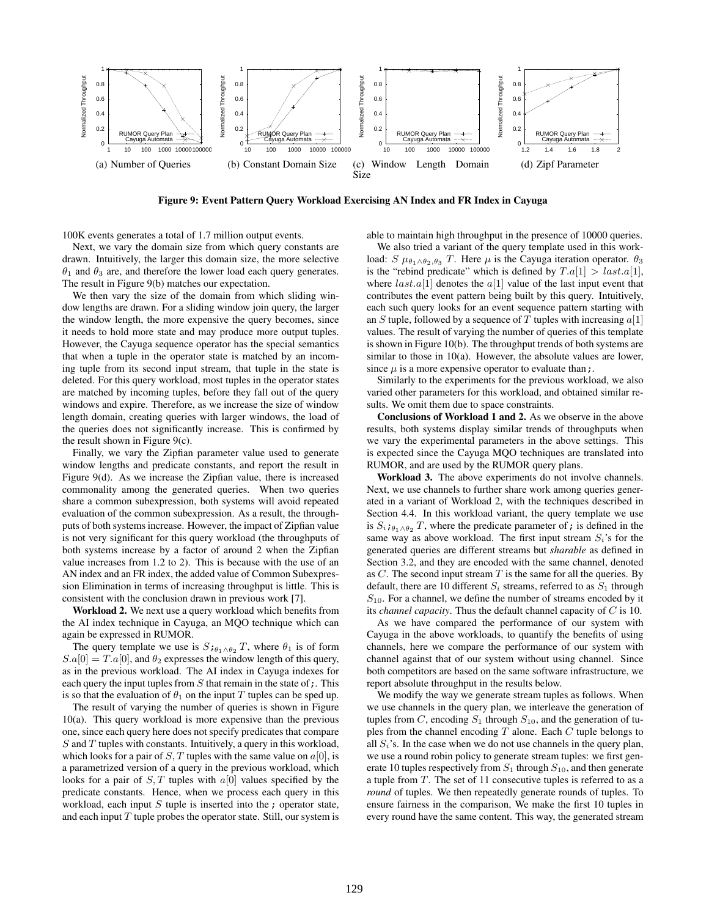(a) Number of Queries (b) Constant Domain Size (c) Window Length Domain Size (d) Zipf Parameter

**Figure 9: Event Pattern Query Workload Exercising AN Index and FR Index in Cayuga**

100K events generates a total of 1.7 million output events.

Next, we vary the domain size from which query constants are drawn. Intuitively, the larger this domain size, the more selective $\theta_1$ and $\theta_3$ are, and therefore the lower load each query generates. The result in Figure 9(b) matches our expectation.

We then vary the size of the domain from which sliding window lengths are drawn. For a sliding window join query, the larger the window length, the more expensive the query becomes, since it needs to hold more state and may produce more output tuples. However, the Cayuga sequence operator has the special semantics that when a tuple in the operator state is matched by an incoming tuple from its second input stream, that tuple in the state is deleted. For this query workload, most tuples in the operator states are matched by incoming tuples, before they fall out of the query windows and expire. Therefore, as we increase the size of window length domain, creating queries with larger windows, the load of the queries does not significantly increase. This is confirmed by the result shown in Figure 9(c).

Finally, we vary the Zipfian parameter value used to generate window lengths and predicate constants, and report the result in Figure 9(d). As we increase the Zipfian value, there is increased commonality among the generated queries. When two queries share a common subexpression, both systems will avoid repeated evaluation of the common subexpression. As a result, the throughputs of both systems increase. However, the impact of Zipfian value is not very significant for this query workload (the throughputs of both systems increase by a factor of around 2 when the Zipfian value increases from 1.2 to 2). This is because with the use of an AN index and an FR index, the added value of Common Subexpression Elimination in terms of increasing throughput is little. This is consistent with the conclusion drawn in previous work [7].

**Workload 2.** We next use a query workload which benefits from the AI index technique in Cayuga, an MQO technique which can again be expressed in RUMOR.

The query template we use is $S ;_{\theta_1 \wedge \theta_2} T$, where $\theta_1$ is of form $S.a[0] = T.a[0]$, and $\theta_2$ expresses the window length of this query, as in the previous workload. The AI index in Cayuga indexes for each query the input tuples from $S$ that remain in the state of $;$. This is so that the evaluation of $\theta_1$ on the input $T$ tuples can be sped up.

The result of varying the number of queries is shown in Figure 10(a). This query workload is more expensive than the previous one, since each query here does not specify predicates that compare $S$ and $T$ tuples with constants. Intuitively, a query in this workload, which looks for a pair of $S, T$ tuples with the same value on $a[0]$, is a parametrized version of a query in the previous workload, which looks for a pair of $S, T$ tuples with $a[0]$ values specified by the predicate constants. Hence, when we process each query in this workload, each input $S$ tuple is inserted into the $;$ operator state, and each input $T$ tuple probes the operator state. Still, our system is able to maintain high throughput in the presence of 10000 queries.

We also tried a variant of the query template used in this workload: $S \ \mu_{\theta_1 \wedge \theta_2, \theta_3} \ T$. Here $\mu$ is the Cayuga iteration operator. $\theta_3$ is the "rebind predicate" which is defined by $T.a[1] > last.a[1]$, where $last.a[1]$ denotes the $a[1]$ value of the last input event that contributes the event pattern being built by this query. Intuitively, each such query looks for an event sequence pattern starting with an $S$ tuple, followed by a sequence of $T$ tuples with increasing $a[1]$ values. The result of varying the number of queries of this template is shown in Figure 10(b). The throughput trends of both systems are similar to those in 10(a). However, the absolute values are lower, since $\mu$ is a more expensive operator to evaluate than $;$.

Similarly to the experiments for the previous workload, we also varied other parameters for this workload, and obtained similar results. We omit them due to space constraints.

**Conclusions of Workload 1 and 2.** As we observe in the above results, both systems display similar trends of throughputs when we vary the experimental parameters in the above settings. This is expected since the Cayuga MQO techniques are translated into RUMOR, and are used by the RUMOR query plans.

**Workload 3.** The above experiments do not involve channels. Next, we use channels to further share work among queries generated in a variant of Workload 2, with the techniques described in Section 4.4. In this workload variant, the query template we use is $S_i ;_{\theta_1 \wedge \theta_2} T$, where the predicate parameter of $;$ is defined in the same way as above workload. The first input stream $S_i$'s for the generated queries are different streams but *sharable* as defined in Section 3.2, and they are encoded with the same channel, denoted as $C$. The second input stream $T$ is the same for all the queries. By default, there are 10 different $S_i$ streams, referred to as $S_1$ through $S_{10}$. For a channel, we define the number of streams encoded by it its *channel capacity*. Thus the default channel capacity of $C$ is 10.

As we have compared the performance of our system with Cayuga in the above workloads, to quantify the benefits of using channels, here we compare the performance of our system with channel against that of our system without using channel. Since both competitors are based on the same software infrastructure, we report absolute throughput in the results below.

We modify the way we generate stream tuples as follows. When we use channels in the query plan, we interleave the generation of tuples from $C$, encoding $S_1$ through $S_{10}$, and the generation of tuples from the channel encoding $T$ alone. Each $C$ tuple belongs to all $S_i$'s. In the case when we do not use channels in the query plan, we use a round robin policy to generate stream tuples: we first generate 10 tuples respectively from $S_1$ through $S_{10}$, and then generate a tuple from $T$. The set of 11 consecutive tuples is referred to as a *round* of tuples. We then repeatedly generate rounds of tuples. To ensure fairness in the comparison, We make the first 10 tuples in every round have the same content. This way, the generated stream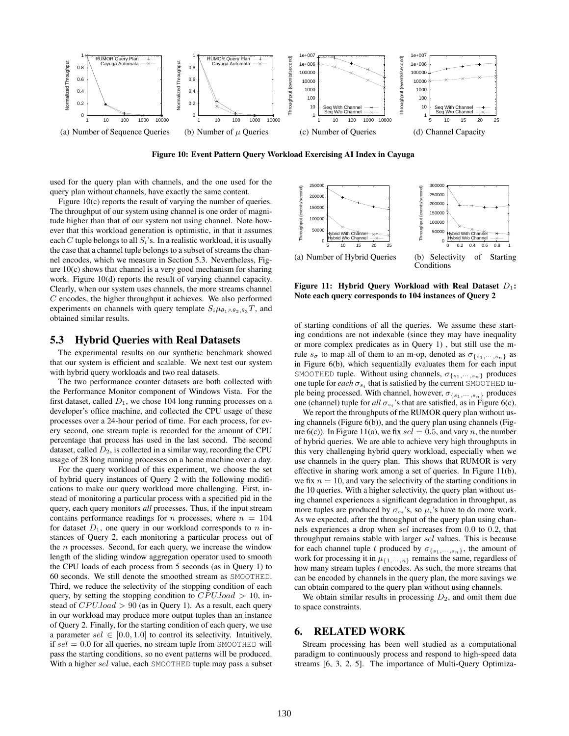(a) Number of Sequence Queries

(b) Number of $\mu$ Queries

(c) Number of Queries

(d) Channel Capacity

**Figure 10: Event Pattern Query Workload Exercising AI Index in Cayuga**

used for the query plan with channels, and the one used for the query plan without channels, have exactly the same content.

Figure 10(c) reports the result of varying the number of queries. The throughput of our system using channel is one order of magnitude higher than that of our system not using channel. Note however that this workload generation is optimistic, in that it assumes each $C$ tuple belongs to all $S_i$'s. In a realistic workload, it is usually the case that a channel tuple belongs to a subset of streams the channel encodes, which we measure in Section 5.3. Nevertheless, Figure 10(c) shows that channel is a very good mechanism for sharing work. Figure 10(d) reports the result of varying channel capacity. Clearly, when our system uses channels, the more streams channel $C$ encodes, the higher throughput it achieves. We also performed experiments on channels with query template $S_i\mu_{\theta_1 \wedge \theta_2, \theta_3}T$, and obtained similar results.

## 5.3 Hybrid Queries with Real Datasets

The experimental results on our synthetic benchmark showed that our system is efficient and scalable. We next test our system with hybrid query workloads and two real datasets.

The two performance counter datasets are both collected with the Performance Monitor component of Windows Vista. For the first dataset, called $D_1$, we chose 104 long running processes on a developer's office machine, and collected the CPU usage of these processes over a 24-hour period of time. For each process, for every second, one stream tuple is recorded for the amount of CPU percentage that process has used in the last second. The second dataset, called $D_2$, is collected in a similar way, recording the CPU usage of 28 long running processes on a home machine over a day.

For the query workload of this experiment, we choose the set of hybrid query instances of Query 2 with the following modifications to make our query workload more challenging. First, instead of monitoring a particular process with a specified pid in the query, each query monitors *all* processes. Thus, if the input stream contains performance readings for $n$ processes, where $n = 104$ for dataset $D_1$, one query in our workload corresponds to $n$ instances of Query 2, each monitoring a particular process out of the $n$ processes. Second, for each query, we increase the window length of the sliding window aggregation operator used to smooth the CPU loads of each process from 5 seconds (as in Query 1) to 60 seconds. We still denote the smoothed stream as SMOOTHED. Third, we reduce the selectivity of the stopping condition of each query, by setting the stopping condition to $CPU.load > 10$, instead of $CPU.load > 90$ (as in Query 1). As a result, each query in our workload may produce more output tuples than an instance of Query 2. Finally, for the starting condition of each query, we use a parameter $sel \in [0.0, 1.0]$ to control its selectivity. Intuitively, if $sel = 0.0$ for all queries, no stream tuple from SMOOTHED will pass the starting conditions, so no event patterns will be produced. With a higher $sel$ value, each SMOOTHED tuple may pass a subset

(a) Number of Hybrid Queries

(b) Selectivity of Starting Conditions

**Figure 11: Hybrid Query Workload with Real Dataset $D_1$: Note each query corresponds to 104 instances of Query 2**

of starting conditions of all the queries. We assume these starting conditions are not indexable (since they may have inequality or more complex predicates as in Query 1) , but still use the m-rule $s_\sigma$ to map all of them to an m-op, denoted as $\sigma_{\{s_1,\cdots,s_n\}}$ as in Figure 6(b), which sequentially evaluates them for each input SMOOTHED tuple. Without using channels, $\sigma_{\{s_1,\cdots,s_n\}}$ produces one tuple for *each* $\sigma_{s_i}$ that is satisfied by the current SMOOTHED tuple being processed. With channel, however, $\sigma_{\{s_1,\cdots,s_n\}}$ produces one (channel) tuple for *all* $\sigma_{s_i}$'s that are satisfied, as in Figure 6(c).

We report the throughputs of the RUMOR query plan without using channels (Figure 6(b)), and the query plan using channels (Figure 6(c)). In Figure 11(a), we fix $sel = 0.5$, and vary $n$, the number of hybrid queries. We are able to achieve very high throughputs in this very challenging hybrid query workload, especially when we use channels in the query plan. This shows that RUMOR is very effective in sharing work among a set of queries. In Figure 11(b), we fix $n = 10$, and vary the selectivity of the starting conditions in the 10 queries. With a higher selectivity, the query plan without using channel experiences a significant degradation in throughput, as more tuples are produced by $\sigma_{s_i}$'s, so $\mu_i$'s have to do more work. As we expected, after the throughput of the query plan using channels experiences a drop when $sel$ increases from 0.0 to 0.2, that throughput remains stable with larger $sel$ values. This is because for each channel tuple $t$ produced by $\sigma_{\{s_1,\cdots,s_n\}}$, the amount of work for processing it in $\mu_{\{1,\cdots,n\}}$ remains the same, regardless of how many stream tuples $t$ encodes. As such, the more streams that can be encoded by channels in the query plan, the more savings we can obtain compared to the query plan without using channels.

We obtain similar results in processing $D_2$, and omit them due to space constraints.

# 6. RELATED WORK

Stream processing has been well studied as a computational paradigm to continuously process and respond to high-speed data streams [6, 3, 2, 5]. The importance of Multi-Query Optimiza-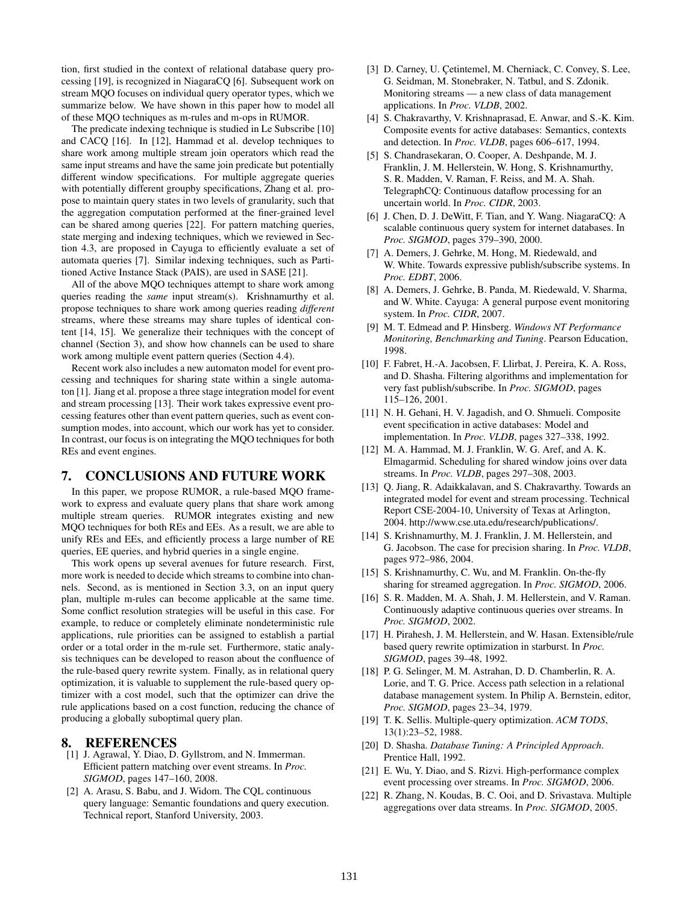tion, first studied in the context of relational database query processing [19], is recognized in NiagaraCQ [6]. Subsequent work on stream MQO focuses on individual query operator types, which we summarize below. We have shown in this paper how to model all of these MQO techniques as m-rules and m-ops in RUMOR.

The predicate indexing technique is studied in Le Subscribe [10] and CACQ [16]. In [12], Hammad et al. develop techniques to share work among multiple stream join operators which read the same input streams and have the same join predicate but potentially different window specifications. For multiple aggregate queries with potentially different groupby specifications, Zhang et al. propose to maintain query states in two levels of granularity, such that the aggregation computation performed at the finer-grained level can be shared among queries [22]. For pattern matching queries, state merging and indexing techniques, which we reviewed in Section 4.3, are proposed in Cayuga to efficiently evaluate a set of automata queries [7]. Similar indexing techniques, such as Partitioned Active Instance Stack (PAIS), are used in SASE [21].

All of the above MQO techniques attempt to share work among queries reading the *same* input stream(s). Krishnamurthy et al. propose techniques to share work among queries reading *different* streams, where these streams may share tuples of identical content [14, 15]. We generalize their techniques with the concept of channel (Section 3), and show how channels can be used to share work among multiple event pattern queries (Section 4.4).

Recent work also includes a new automaton model for event processing and techniques for sharing state within a single automaton [1]. Jiang et al. propose a three stage integration model for event and stream processing [13]. Their work takes expressive event processing features other than event pattern queries, such as event consumption modes, into account, which our work has yet to consider. In contrast, our focus is on integrating the MQO techniques for both REs and event engines.

## 7. CONCLUSIONS AND FUTURE WORK

In this paper, we propose RUMOR, a rule-based MQO framework to express and evaluate query plans that share work among multiple stream queries. RUMOR integrates existing and new MQO techniques for both REs and EEs. As a result, we are able to unify REs and EEs, and efficiently process a large number of RE queries, EE queries, and hybrid queries in a single engine.

This work opens up several avenues for future research. First, more work is needed to decide which streams to combine into channels. Second, as is mentioned in Section 3.3, on an input query plan, multiple m-rules can become applicable at the same time. Some conflict resolution strategies will be useful in this case. For example, to reduce or completely eliminate nondeterministic rule applications, rule priorities can be assigned to establish a partial order or a total order in the m-rule set. Furthermore, static analysis techniques can be developed to reason about the confluence of the rule-based query rewrite system. Finally, as in relational query optimization, it is valuable to supplement the rule-based query optimizer with a cost model, such that the optimizer can drive the rule applications based on a cost function, reducing the chance of producing a globally suboptimal query plan.

## 8. REFERENCES

[1] J. Agrawal, Y. Diao, D. Gyllstrom, and N. Immerman. Efficient pattern matching over event streams. In *Proc. SIGMOD*, pages 147–160, 2008.

[2] A. Arasu, S. Babu, and J. Widom. The CQL continuous query language: Semantic foundations and query execution. Technical report, Stanford University, 2003.

[3] D. Carney, U. Çetintemel, M. Cherniack, C. Convey, S. Lee, G. Seidman, M. Stonebraker, N. Tatbul, and S. Zdonik. Monitoring streams — a new class of data management applications. In *Proc. VLDB*, 2002.

[4] S. Chakravarthy, V. Krishnaprasad, E. Anwar, and S.-K. Kim. Composite events for active databases: Semantics, contexts and detection. In *Proc. VLDB*, pages 606–617, 1994.

[5] S. Chandrasekaran, O. Cooper, A. Deshpande, M. J. Franklin, J. M. Hellerstein, W. Hong, S. Krishnamurthy, S. R. Madden, V. Raman, F. Reiss, and M. A. Shah. TelegraphCQ: Continuous dataflow processing for an uncertain world. In *Proc. CIDR*, 2003.

[6] J. Chen, D. J. DeWitt, F. Tian, and Y. Wang. NiagaraCQ: A scalable continuous query system for internet databases. In *Proc. SIGMOD*, pages 379–390, 2000.

[7] A. Demers, J. Gehrke, M. Hong, M. Riedewald, and W. White. Towards expressive publish/subscribe systems. In *Proc. EDBT*, 2006.

[8] A. Demers, J. Gehrke, B. Panda, M. Riedewald, V. Sharma, and W. White. Cayuga: A general purpose event monitoring system. In *Proc. CIDR*, 2007.

[9] M. T. Edmead and P. Hinsberg. *Windows NT Performance Monitoring, Benchmarking and Tuning*. Pearson Education, 1998.

[10] F. Fabret, H.-A. Jacobsen, F. Llirbat, J. Pereira, K. A. Ross, and D. Shasha. Filtering algorithms and implementation for very fast publish/subscribe. In *Proc. SIGMOD*, pages 115–126, 2001.

[11] N. H. Gehani, H. V. Jagadish, and O. Shmueli. Composite event specification in active databases: Model and implementation. In *Proc. VLDB*, pages 327–338, 1992.

[12] M. A. Hammad, M. J. Franklin, W. G. Aref, and A. K. Elmagarmid. Scheduling for shared window joins over data streams. In *Proc. VLDB*, pages 297–308, 2003.

[13] Q. Jiang, R. Adaikkalavan, and S. Chakravarthy. Towards an integrated model for event and stream processing. Technical Report CSE-2004-10, University of Texas at Arlington, 2004. http://www.cse.uta.edu/research/publications/.

[14] S. Krishnamurthy, M. J. Franklin, J. M. Hellerstein, and G. Jacobson. The case for precision sharing. In *Proc. VLDB*, pages 972–986, 2004.

[15] S. Krishnamurthy, C. Wu, and M. Franklin. On-the-fly sharing for streamed aggregation. In *Proc. SIGMOD*, 2006.

[16] S. R. Madden, M. A. Shah, J. M. Hellerstein, and V. Raman. Continuously adaptive continuous queries over streams. In *Proc. SIGMOD*, 2002.

[17] H. Pirahesh, J. M. Hellerstein, and W. Hasan. Extensible/rule based query rewrite optimization in starburst. In *Proc. SIGMOD*, pages 39–48, 1992.

[18] P. G. Selinger, M. M. Astrahan, D. D. Chamberlin, R. A. Lorie, and T. G. Price. Access path selection in a relational database management system. In Philip A. Bernstein, editor, *Proc. SIGMOD*, pages 23–34, 1979.

[19] T. K. Sellis. Multiple-query optimization. *ACM TODS*, 13(1):23–52, 1988.

[20] D. Shasha. *Database Tuning: A Principled Approach*. Prentice Hall, 1992.

[21] E. Wu, Y. Diao, and S. Rizvi. High-performance complex event processing over streams. In *Proc. SIGMOD*, 2006.

[22] R. Zhang, N. Koudas, B. C. Ooi, and D. Srivastava. Multiple aggregations over data streams. In *Proc. SIGMOD*, 2005.